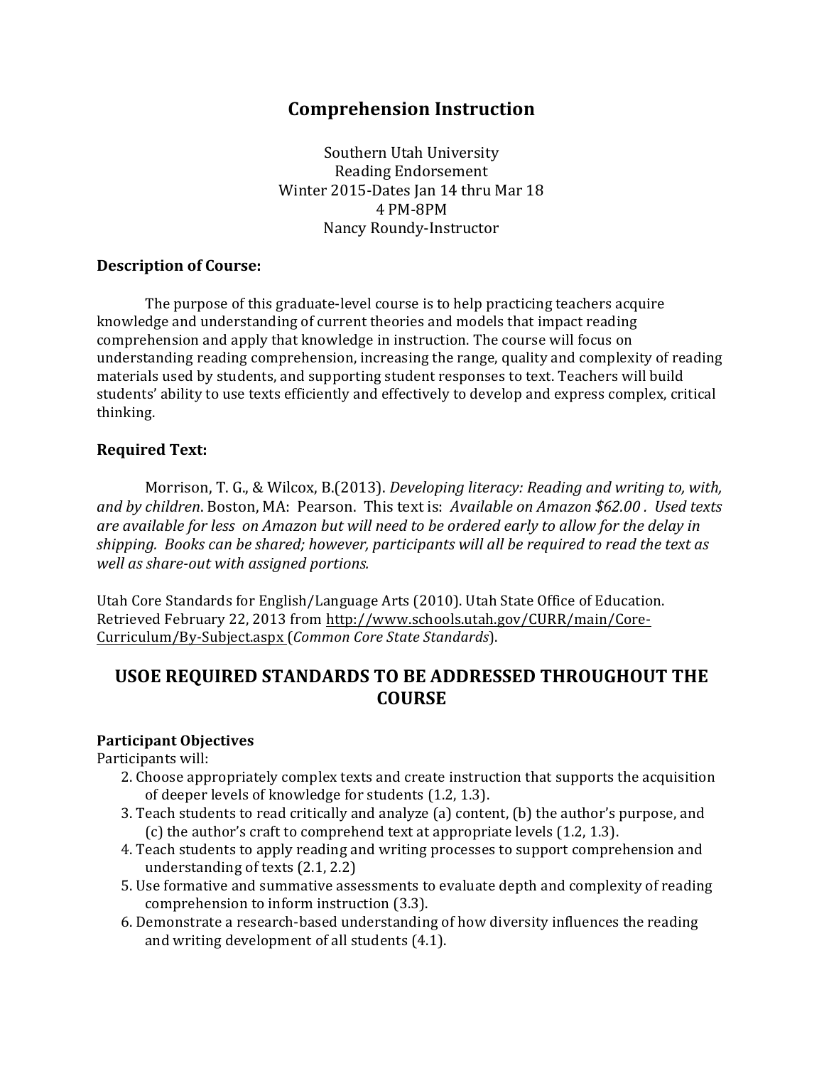# Comprehension Instruction

Southern Utah University
Reading Endorsement
Winter 2015-Dates Jan 14 thru Mar 18
4 PM-8PM
Nancy Roundy-Instructor

### Description of Course:

The purpose of this graduate-level course is to help practicing teachers acquire knowledge and understanding of current theories and models that impact reading comprehension and apply that knowledge in instruction. The course will focus on understanding reading comprehension, increasing the range, quality and complexity of reading materials used by students, and supporting student responses to text. Teachers will build students' ability to use texts efficiently and effectively to develop and express complex, critical thinking.

### Required Text:

Morrison, T. G., & Wilcox, B.(2013). *Developing literacy: Reading and writing to, with, and by children*. Boston, MA: Pearson. This text is: *Available on Amazon $62.00 . Used texts are available for less on Amazon but will need to be ordered early to allow for the delay in shipping. Books can be shared; however, participants will all be required to read the text as well as share-out with assigned portions.*

Utah Core Standards for English/Language Arts (2010). Utah State Office of Education. Retrieved February 22, 2013 from http://www.schools.utah.gov/CURR/main/Core-Curriculum/By-Subject.aspx (*Common Core State Standards*).

## USOE REQUIRED STANDARDS TO BE ADDRESSED THROUGHOUT THE COURSE

**Participant Objectives**
Participants will:

2. Choose appropriately complex texts and create instruction that supports the acquisition of deeper levels of knowledge for students (1.2, 1.3).
3. Teach students to read critically and analyze (a) content, (b) the author's purpose, and (c) the author's craft to comprehend text at appropriate levels (1.2, 1.3).
4. Teach students to apply reading and writing processes to support comprehension and understanding of texts (2.1, 2.2)
5. Use formative and summative assessments to evaluate depth and complexity of reading comprehension to inform instruction (3.3).
6. Demonstrate a research-based understanding of how diversity influences the reading and writing development of all students (4.1).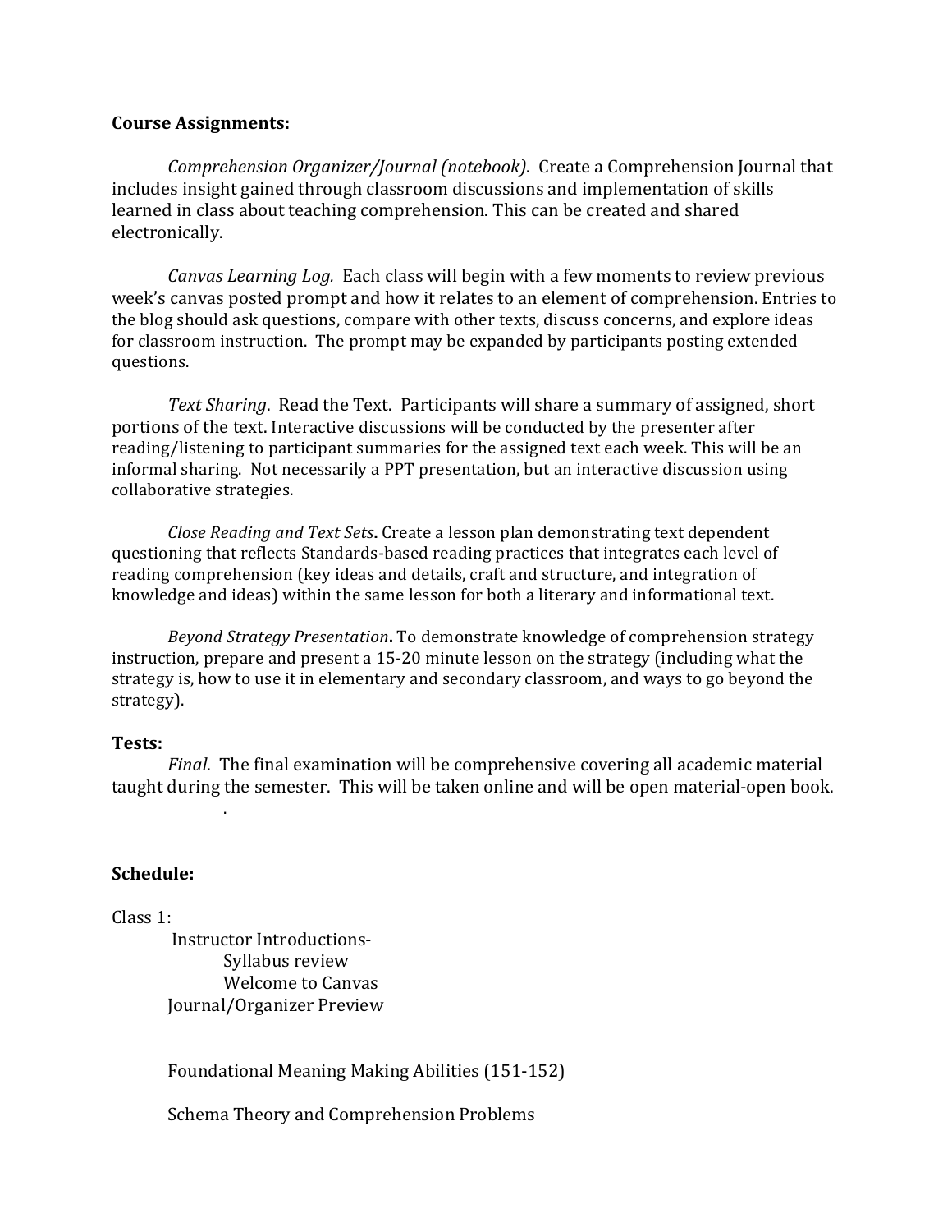**Course Assignments:**

*Comprehension Organizer/Journal (notebook).* Create a Comprehension Journal that includes insight gained through classroom discussions and implementation of skills learned in class about teaching comprehension. This can be created and shared electronically.

*Canvas Learning Log.* Each class will begin with a few moments to review previous week's canvas posted prompt and how it relates to an element of comprehension. Entries to the blog should ask questions, compare with other texts, discuss concerns, and explore ideas for classroom instruction. The prompt may be expanded by participants posting extended questions.

*Text Sharing*. Read the Text. Participants will share a summary of assigned, short portions of the text. Interactive discussions will be conducted by the presenter after reading/listening to participant summaries for the assigned text each week. This will be an informal sharing. Not necessarily a PPT presentation, but an interactive discussion using collaborative strategies.

*Close Reading and Text Sets***.** Create a lesson plan demonstrating text dependent questioning that reflects Standards-based reading practices that integrates each level of reading comprehension (key ideas and details, craft and structure, and integration of knowledge and ideas) within the same lesson for both a literary and informational text.

*Beyond Strategy Presentation***.** To demonstrate knowledge of comprehension strategy instruction, prepare and present a 15-20 minute lesson on the strategy (including what the strategy is, how to use it in elementary and secondary classroom, and ways to go beyond the strategy).

**Tests:**

*Final*. The final examination will be comprehensive covering all academic material taught during the semester. This will be taken online and will be open material-open book.

.

**Schedule:**

Class 1:

Instructor Introductions-

Syllabus review

Welcome to Canvas

Journal/Organizer Preview

Foundational Meaning Making Abilities (151-152)

Schema Theory and Comprehension Problems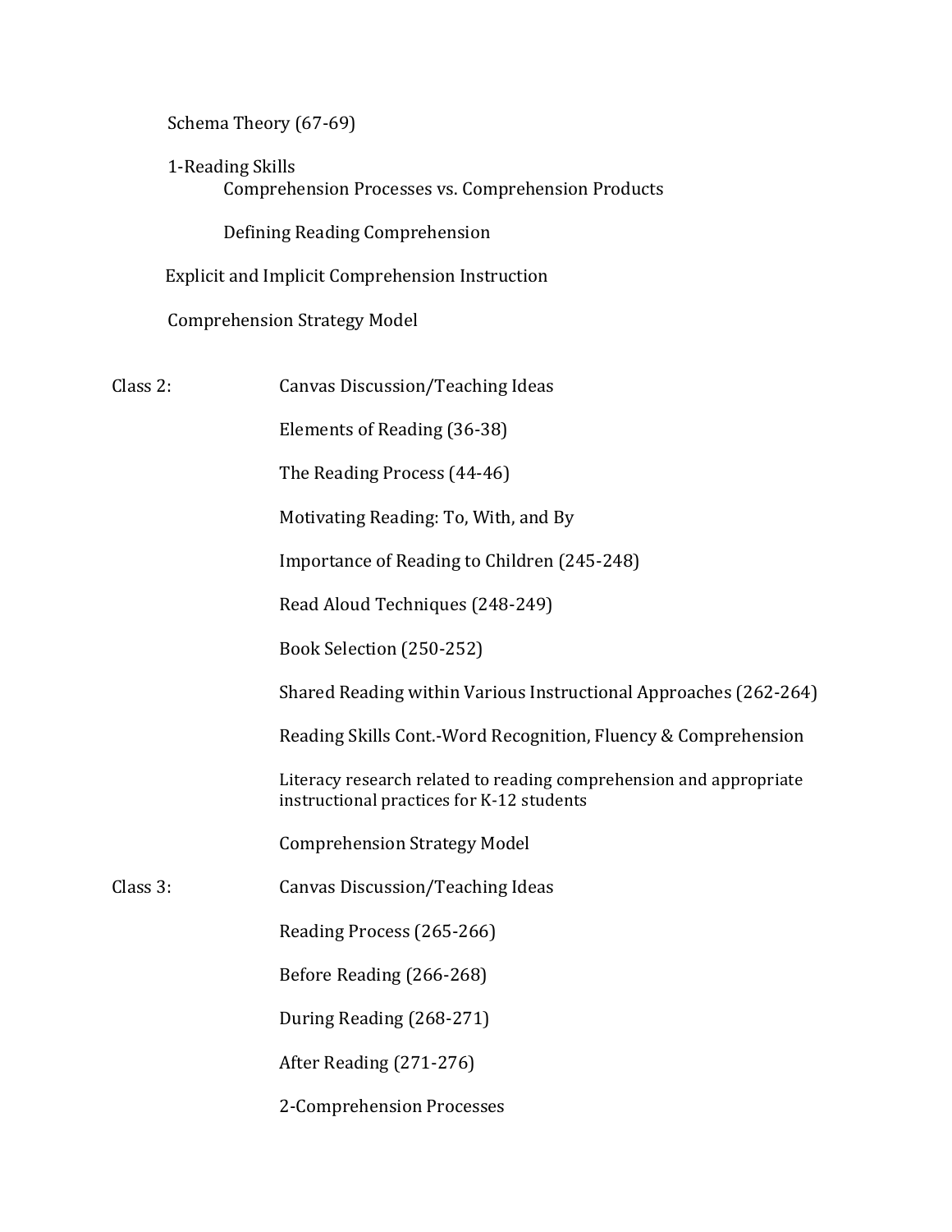Schema Theory (67-69)

1-Reading Skills

Comprehension Processes vs. Comprehension Products

Defining Reading Comprehension

Explicit and Implicit Comprehension Instruction

Comprehension Strategy Model

Class 2:

- Canvas Discussion/Teaching Ideas
- Elements of Reading (36-38)
- The Reading Process (44-46)
- Motivating Reading: To, With, and By
- Importance of Reading to Children (245-248)
- Read Aloud Techniques (248-249)
- Book Selection (250-252)
- Shared Reading within Various Instructional Approaches (262-264)
- Reading Skills Cont.-Word Recognition, Fluency & Comprehension
- Literacy research related to reading comprehension and appropriate instructional practices for K-12 students
- Comprehension Strategy Model

Class 3:

- Canvas Discussion/Teaching Ideas
- Reading Process (265-266)
- Before Reading (266-268)
- During Reading (268-271)
- After Reading (271-276)
- 2-Comprehension Processes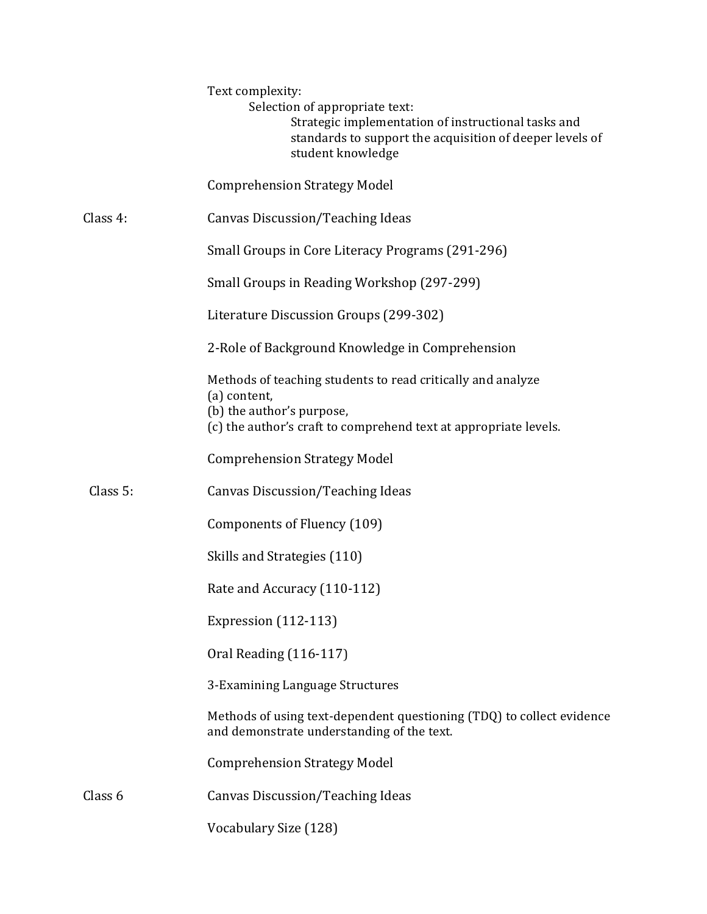Text complexity:

Selection of appropriate text:

Strategic implementation of instructional tasks and standards to support the acquisition of deeper levels of student knowledge

Comprehension Strategy Model

**Class 4:**

Canvas Discussion/Teaching Ideas

Small Groups in Core Literacy Programs (291-296)

Small Groups in Reading Workshop (297-299)

Literature Discussion Groups (299-302)

2-Role of Background Knowledge in Comprehension

Methods of teaching students to read critically and analyze
(a) content,
(b) the author's purpose,
(c) the author's craft to comprehend text at appropriate levels.

Comprehension Strategy Model

**Class 5:**

Canvas Discussion/Teaching Ideas

Components of Fluency (109)

Skills and Strategies (110)

Rate and Accuracy (110-112)

Expression (112-113)

Oral Reading (116-117)

3-Examining Language Structures

Methods of using text-dependent questioning (TDQ) to collect evidence and demonstrate understanding of the text.

Comprehension Strategy Model

**Class 6**

Canvas Discussion/Teaching Ideas

Vocabulary Size (128)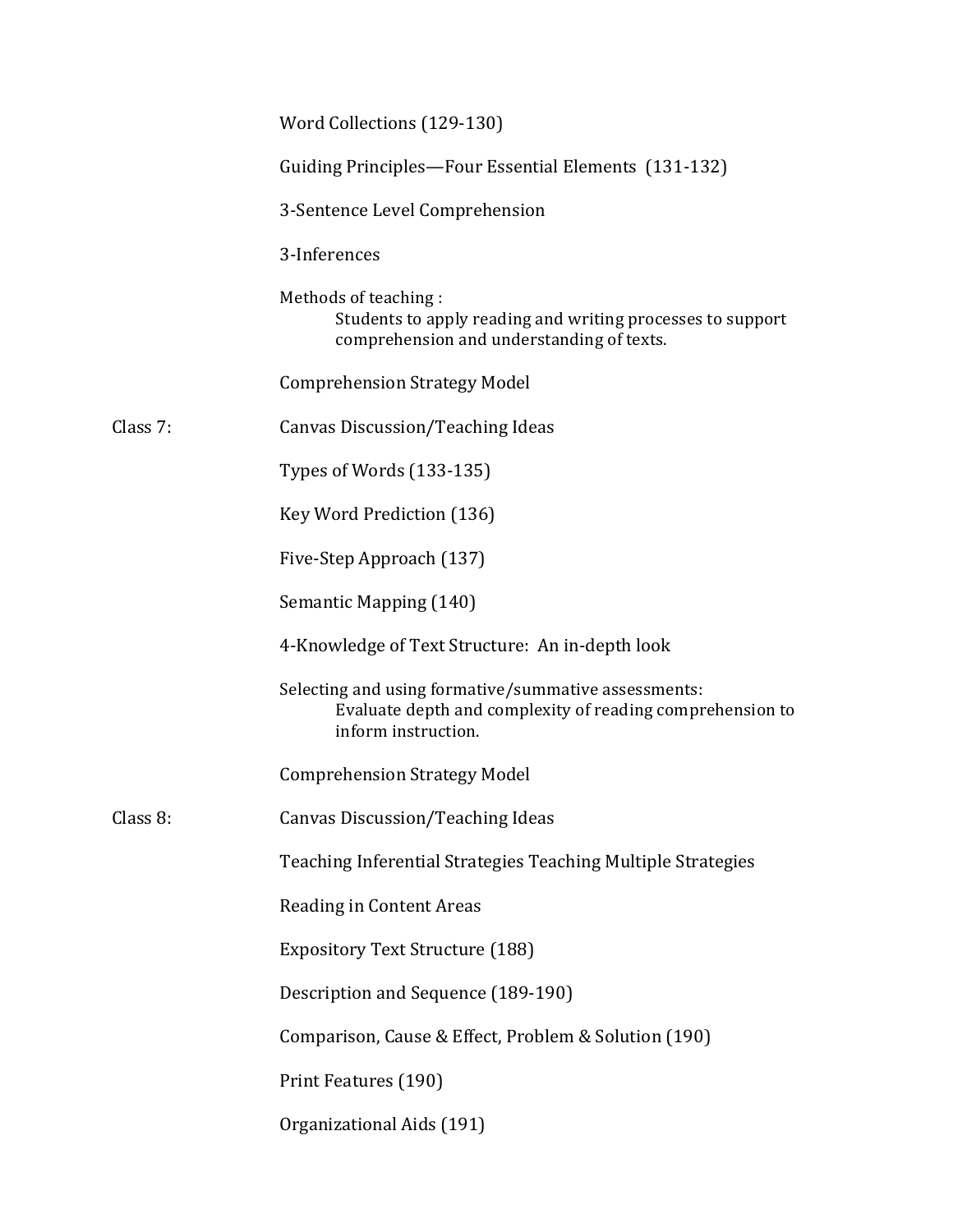Word Collections (129-130)

Guiding Principles—Four Essential Elements (131-132)

3-Sentence Level Comprehension

3-Inferences

Methods of teaching :
    Students to apply reading and writing processes to support comprehension and understanding of texts.

Comprehension Strategy Model

Class 7: Canvas Discussion/Teaching Ideas

Types of Words (133-135)

Key Word Prediction (136)

Five-Step Approach (137)

Semantic Mapping (140)

4-Knowledge of Text Structure: An in-depth look

Selecting and using formative/summative assessments:
    Evaluate depth and complexity of reading comprehension to inform instruction.

Comprehension Strategy Model

Class 8: Canvas Discussion/Teaching Ideas

Teaching Inferential Strategies Teaching Multiple Strategies

Reading in Content Areas

Expository Text Structure (188)

Description and Sequence (189-190)

Comparison, Cause & Effect, Problem & Solution (190)

Print Features (190)

Organizational Aids (191)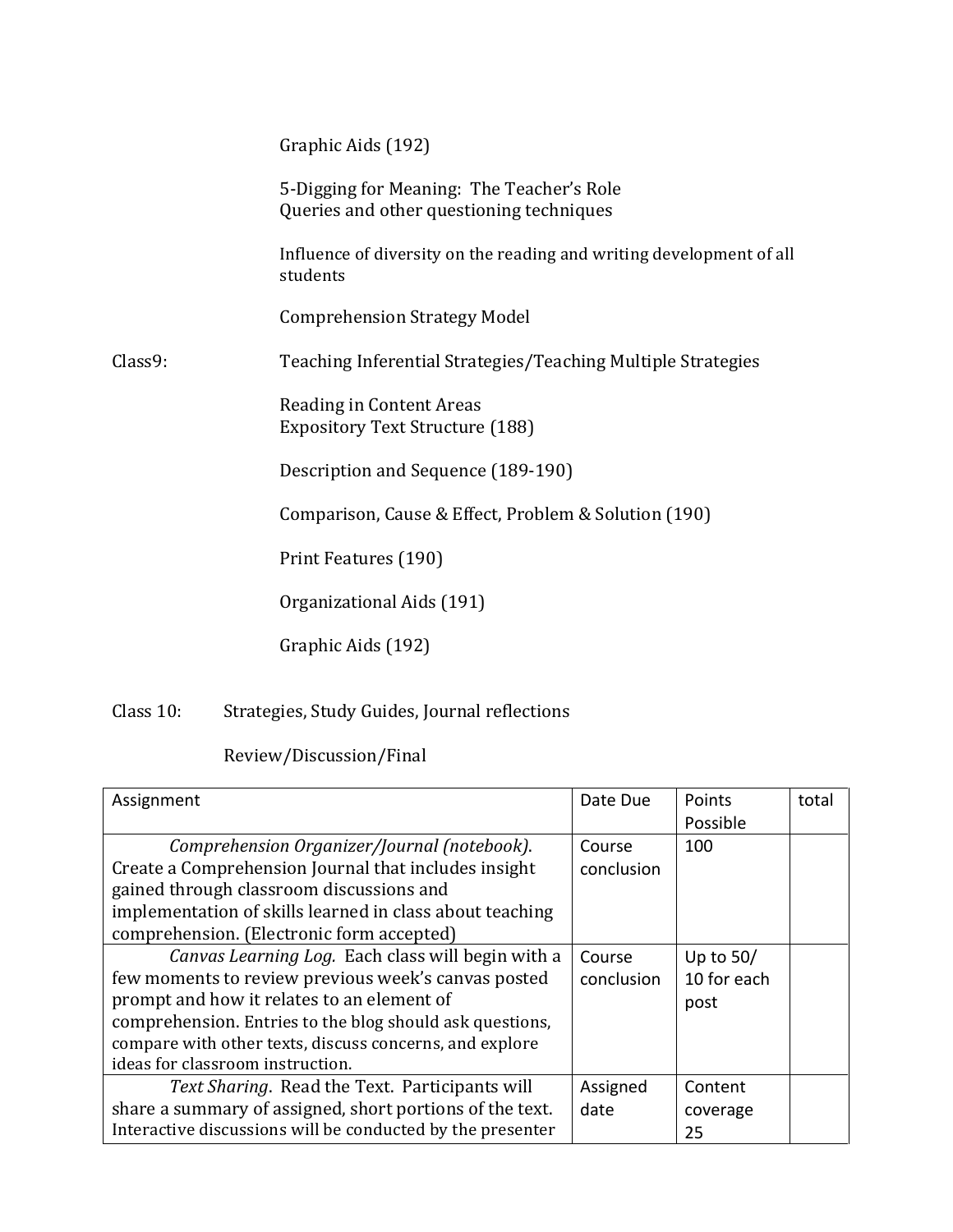Graphic Aids (192)

5-Digging for Meaning: The Teacher's Role
Queries and other questioning techniques

Influence of diversity on the reading and writing development of all students

Comprehension Strategy Model

Class9: Teaching Inferential Strategies/Teaching Multiple Strategies

Reading in Content Areas
Expository Text Structure (188)

Description and Sequence (189-190)

Comparison, Cause & Effect, Problem & Solution (190)

Print Features (190)

Organizational Aids (191)

Graphic Aids (192)

Class 10: Strategies, Study Guides, Journal reflections

Review/Discussion/Final

| Assignment | Date Due | Points Possible | total |
|---|---|---|---|
| *Comprehension Organizer/Journal (notebook).* Create a Comprehension Journal that includes insight gained through classroom discussions and implementation of skills learned in class about teaching comprehension. (Electronic form accepted) | Course conclusion | 100 | |
| *Canvas Learning Log.* Each class will begin with a few moments to review previous week's canvas posted prompt and how it relates to an element of comprehension. Entries to the blog should ask questions, compare with other texts, discuss concerns, and explore ideas for classroom instruction. | Course conclusion | Up to 50/ 10 for each post | |
| *Text Sharing.* Read the Text. Participants will share a summary of assigned, short portions of the text. Interactive discussions will be conducted by the presenter | Assigned date | Content coverage 25 | |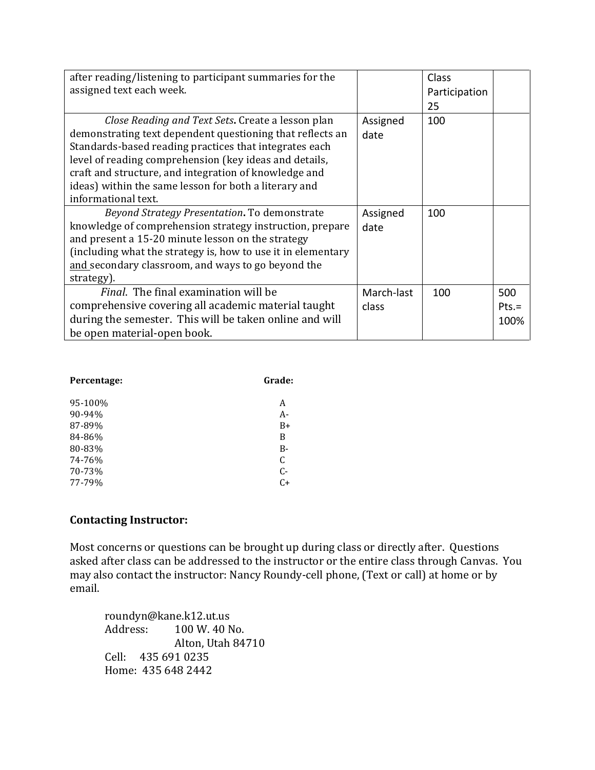| | | | |
|---|---|---|---|
| after reading/listening to participant summaries for the assigned text each week. | | Class Participation 25 | |
| *Close Reading and Text Sets***.** Create a lesson plan demonstrating text dependent questioning that reflects an Standards-based reading practices that integrates each level of reading comprehension (key ideas and details, craft and structure, and integration of knowledge and ideas) within the same lesson for both a literary and informational text. | Assigned date | 100 | |
| *Beyond Strategy Presentation***.** To demonstrate knowledge of comprehension strategy instruction, prepare and present a 15-20 minute lesson on the strategy (including what the strategy is, how to use it in elementary and secondary classroom, and ways to go beyond the strategy). | Assigned date | 100 | |
| *Final*. The final examination will be comprehensive covering all academic material taught during the semester. This will be taken online and will be open material-open book. | March-last class | 100 | 500 Pts.= 100% |

| **Percentage:** | **Grade:** |
|---|---|
| 95-100% | A |
| 90-94% | A- |
| 87-89% | B+ |
| 84-86% | B |
| 80-83% | B- |
| 74-76% | C |
| 70-73% | C- |
| 77-79% | C+ |

## Contacting Instructor:

Most concerns or questions can be brought up during class or directly after. Questions asked after class can be addressed to the instructor or the entire class through Canvas. You may also contact the instructor: Nancy Roundy-cell phone, (Text or call) at home or by email.

roundyn@kane.k12.ut.us
Address: 100 W. 40 No.
Alton, Utah 84710
Cell: 435 691 0235
Home: 435 648 2442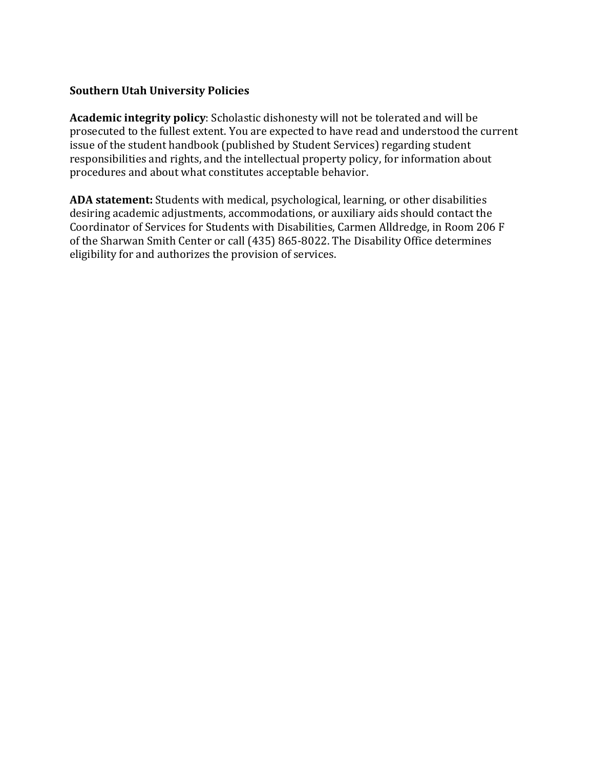**Southern Utah University Policies**

**Academic integrity policy**: Scholastic dishonesty will not be tolerated and will be prosecuted to the fullest extent. You are expected to have read and understood the current issue of the student handbook (published by Student Services) regarding student responsibilities and rights, and the intellectual property policy, for information about procedures and about what constitutes acceptable behavior.

**ADA statement:** Students with medical, psychological, learning, or other disabilities desiring academic adjustments, accommodations, or auxiliary aids should contact the Coordinator of Services for Students with Disabilities, Carmen Alldredge, in Room 206 F of the Sharwan Smith Center or call (435) 865-8022. The Disability Office determines eligibility for and authorizes the provision of services.